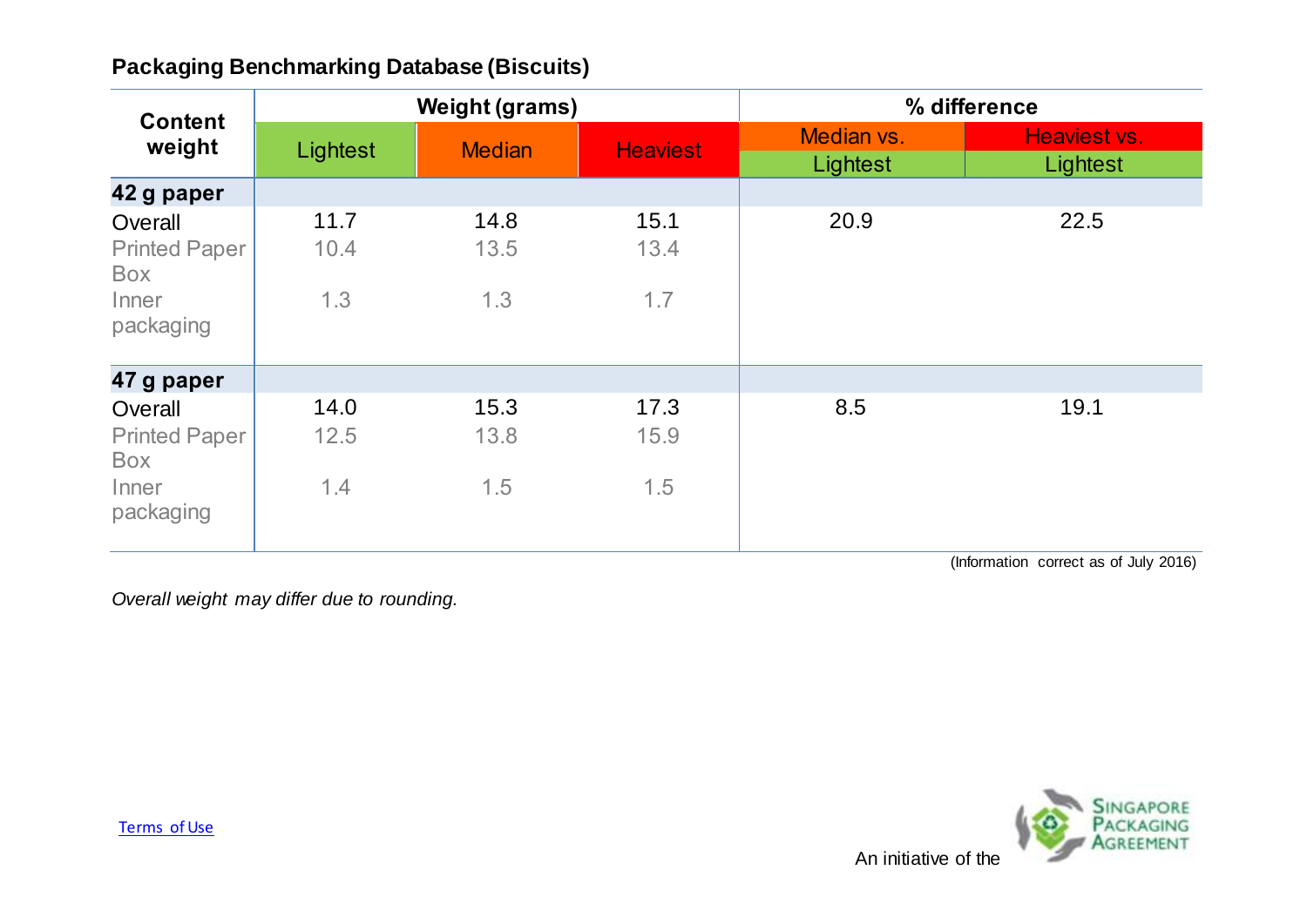## Packaging Benchmarking Database (Biscuits)

| Content weight | Weight (grams) | | | % difference | |
|---|---|---|---|---|---|
| | Lightest | Median | Heaviest | Median vs. Lightest | Heaviest vs. Lightest |
| **42 g paper** | | | | | |
| Overall | 11.7 | 14.8 | 15.1 | 20.9 | 22.5 |
| Printed Paper Box | 10.4 | 13.5 | 13.4 | | |
| Inner packaging | 1.3 | 1.3 | 1.7 | | |
| **47 g paper** | | | | | |
| Overall | 14.0 | 15.3 | 17.3 | 8.5 | 19.1 |
| Printed Paper Box | 12.5 | 13.8 | 15.9 | | |
| Inner packaging | 1.4 | 1.5 | 1.5 | | |

(Information correct as of July 2016)

*Overall weight may differ due to rounding.*

Terms of Use

An initiative of the Singapore Packaging Agreement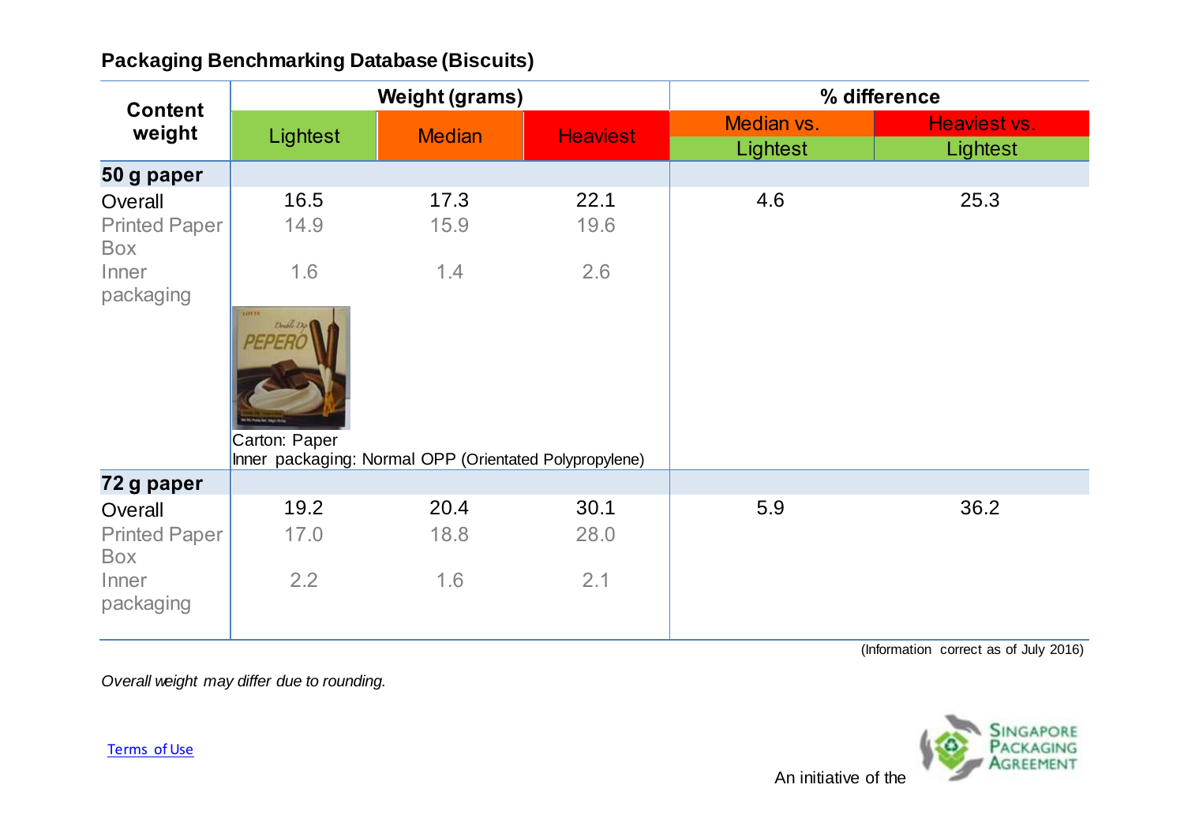## Packaging Benchmarking Database (Biscuits)

| Content weight | Weight (grams) | | | % difference | |
|---|---|---|---|---|---|
| | Lightest | Median | Heaviest | Median vs. Lightest | Heaviest vs. Lightest |
| **50 g paper** | | | | | |
| Overall | 16.5 | 17.3 | 22.1 | 4.6 | 25.3 |
| Printed Paper Box | 14.9 | 15.9 | 19.6 | | |
| Inner packaging | 1.6 | 1.4 | 2.6 | | |
| | Carton: Paper<br>Inner packaging: Normal OPP (Orientated Polypropylene) | | | | |
| **72 g paper** | | | | | |
| Overall | 19.2 | 20.4 | 30.1 | 5.9 | 36.2 |
| Printed Paper Box | 17.0 | 18.8 | 28.0 | | |
| Inner packaging | 2.2 | 1.6 | 2.1 | | |

(Information correct as of July 2016)

*Overall weight may differ due to rounding.*

Terms of Use

An initiative of the Singapore Packaging Agreement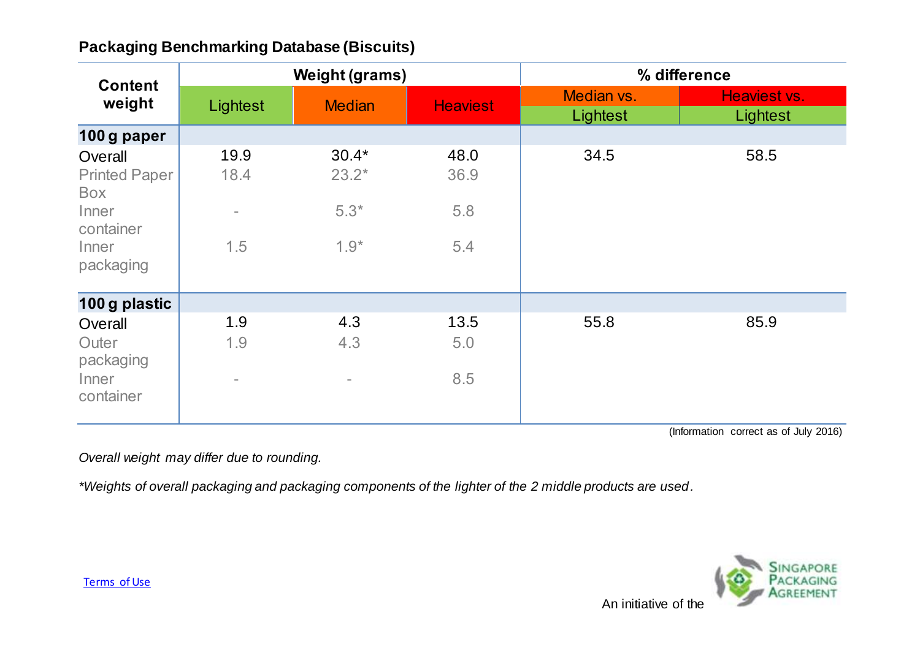## Packaging Benchmarking Database (Biscuits)

| Content weight | Weight (grams) | | | % difference | |
|---|---|---|---|---|---|
| | Lightest | Median | Heaviest | Median vs. Lightest | Heaviest vs. Lightest |
| **100 g paper** | | | | | |
| Overall | 19.9 | 30.4* | 48.0 | 34.5 | 58.5 |
| Printed Paper Box | 18.4 | 23.2* | 36.9 | | |
| Inner container | - | 5.3* | 5.8 | | |
| Inner packaging | 1.5 | 1.9* | 5.4 | | |
| **100 g plastic** | | | | | |
| Overall | 1.9 | 4.3 | 13.5 | 55.8 | 85.9 |
| Outer packaging | 1.9 | 4.3 | 5.0 | | |
| Inner container | - | - | 8.5 | | |

(Information correct as of July 2016)

*Overall weight may differ due to rounding.*

**Weights of overall packaging and packaging components of the lighter of the 2 middle products are used.*

Terms of Use

An initiative of the Singapore Packaging Agreement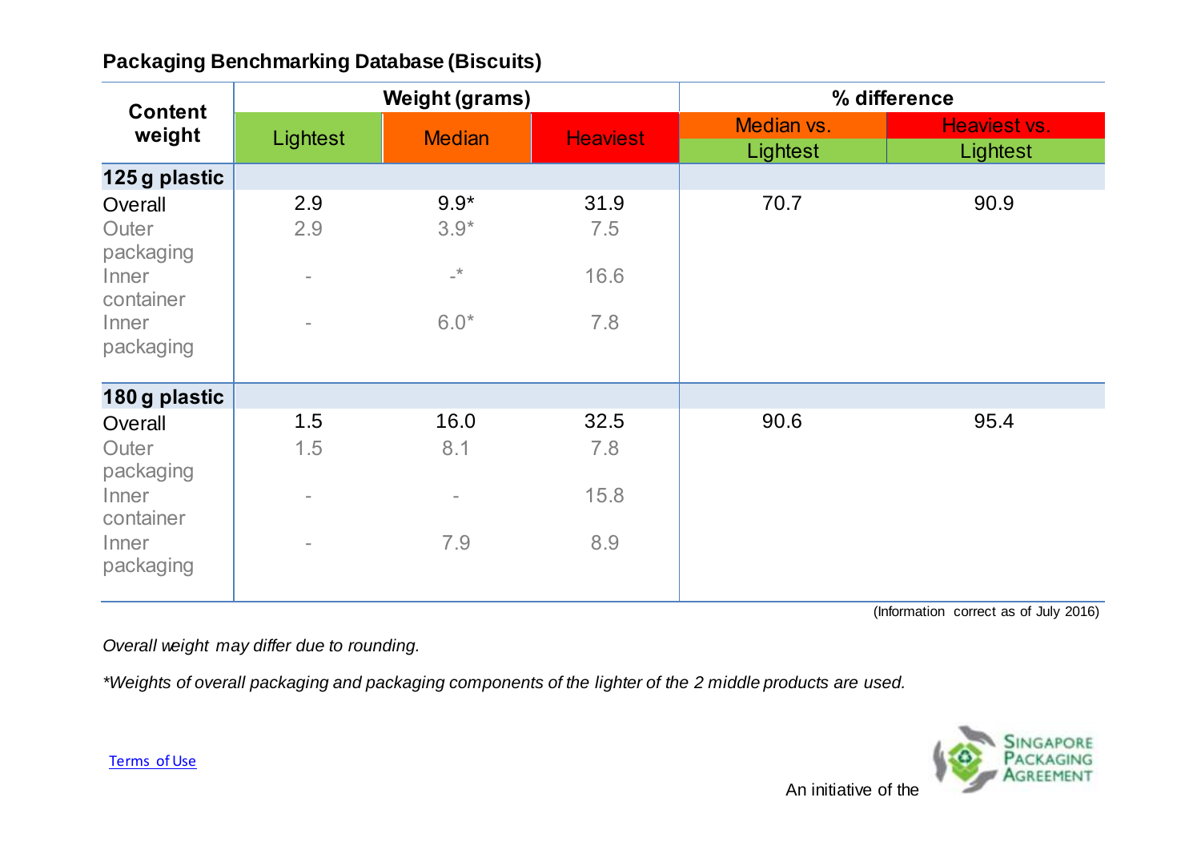## Packaging Benchmarking Database (Biscuits)

| Content weight | Weight (grams) | | | % difference | |
|---|---|---|---|---|---|
| | Lightest | Median | Heaviest | Median vs. Lightest | Heaviest vs. Lightest |
| **125 g plastic** | | | | | |
| Overall | 2.9 | 9.9* | 31.9 | 70.7 | 90.9 |
| Outer packaging | 2.9 | 3.9* | 7.5 | | |
| Inner container | - | -* | 16.6 | | |
| Inner packaging | - | 6.0* | 7.8 | | |
| **180 g plastic** | | | | | |
| Overall | 1.5 | 16.0 | 32.5 | 90.6 | 95.4 |
| Outer packaging | 1.5 | 8.1 | 7.8 | | |
| Inner container | - | - | 15.8 | | |
| Inner packaging | - | 7.9 | 8.9 | | |

(Information correct as of July 2016)

*Overall weight may differ due to rounding.*

*Weights of overall packaging and packaging components of the lighter of the 2 middle products are used.*

Terms of Use

An initiative of the Singapore Packaging Agreement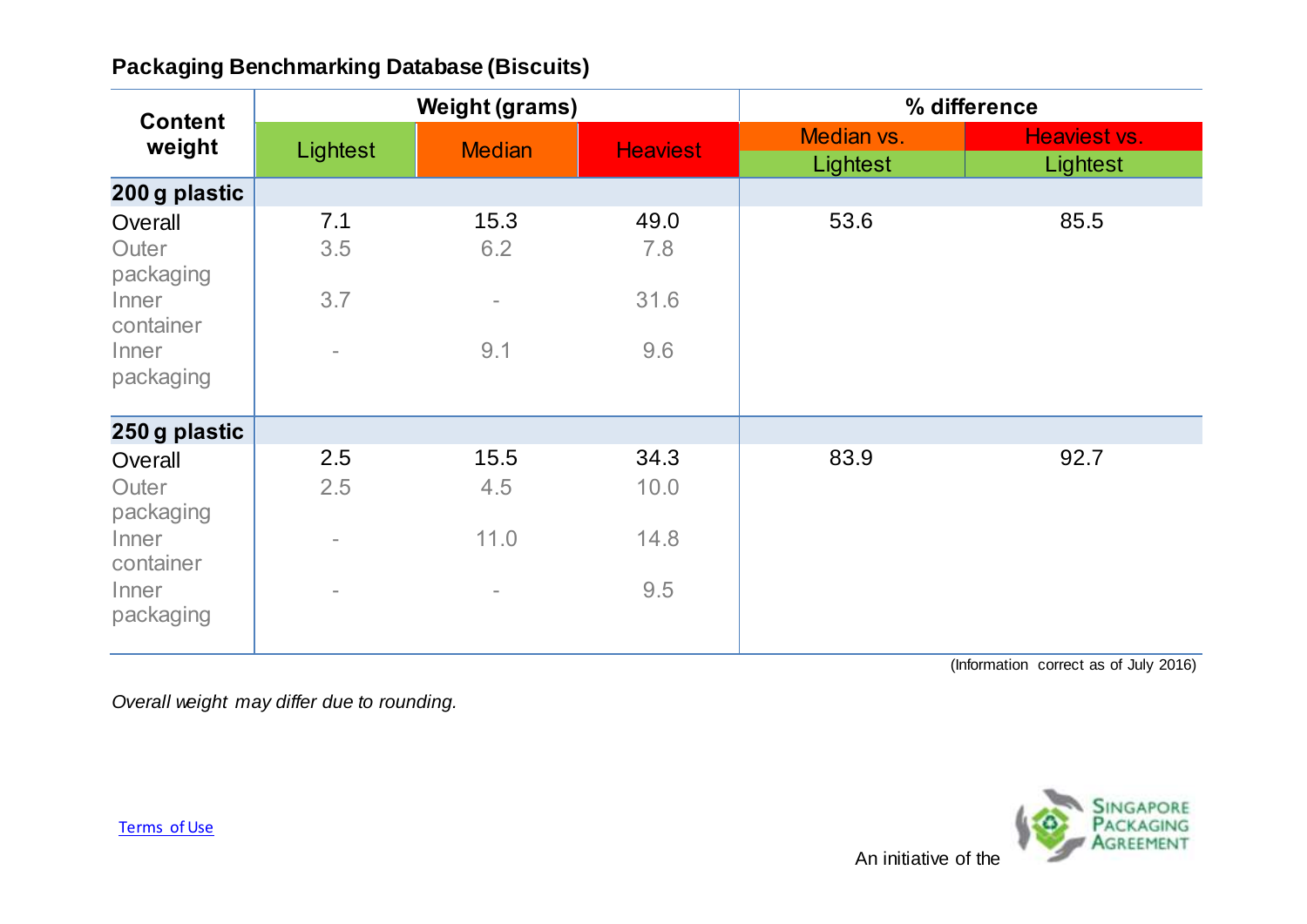**Packaging Benchmarking Database (Biscuits)**

| Content weight | Weight (grams) | | | % difference | |
|---|---|---|---|---|---|
| | Lightest | Median | Heaviest | Median vs. Lightest | Heaviest vs. Lightest |
| **200 g plastic** | | | | | |
| Overall | 7.1 | 15.3 | 49.0 | 53.6 | 85.5 |
| Outer packaging | 3.5 | 6.2 | 7.8 | | |
| Inner container | 3.7 | - | 31.6 | | |
| Inner packaging | - | 9.1 | 9.6 | | |
| **250 g plastic** | | | | | |
| Overall | 2.5 | 15.5 | 34.3 | 83.9 | 92.7 |
| Outer packaging | 2.5 | 4.5 | 10.0 | | |
| Inner container | - | 11.0 | 14.8 | | |
| Inner packaging | - | - | 9.5 | | |

(Information correct as of July 2016)

*Overall weight may differ due to rounding.*

Terms of Use

An initiative of the Singapore Packaging Agreement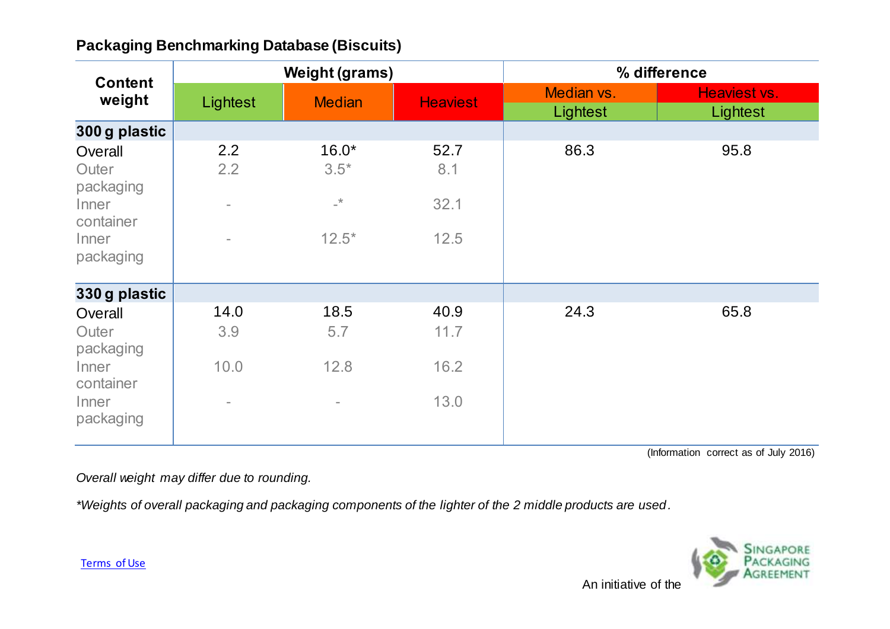## Packaging Benchmarking Database (Biscuits)

| Content weight | Weight (grams) | | | % difference | |
|---|---|---|---|---|---|
| | Lightest | Median | Heaviest | Median vs. Lightest | Heaviest vs. Lightest |
| **300 g plastic** | | | | | |
| Overall | 2.2 | 16.0* | 52.7 | 86.3 | 95.8 |
| Outer packaging | 2.2 | 3.5* | 8.1 | | |
| Inner container | - | -* | 32.1 | | |
| Inner packaging | - | 12.5* | 12.5 | | |
| **330 g plastic** | | | | | |
| Overall | 14.0 | 18.5 | 40.9 | 24.3 | 65.8 |
| Outer packaging | 3.9 | 5.7 | 11.7 | | |
| Inner container | 10.0 | 12.8 | 16.2 | | |
| Inner packaging | - | - | 13.0 | | |

(Information correct as of July 2016)

*Overall weight may differ due to rounding.*

**Weights of overall packaging and packaging components of the lighter of the 2 middle products are used.*

Terms of Use

An initiative of the Singapore Packaging Agreement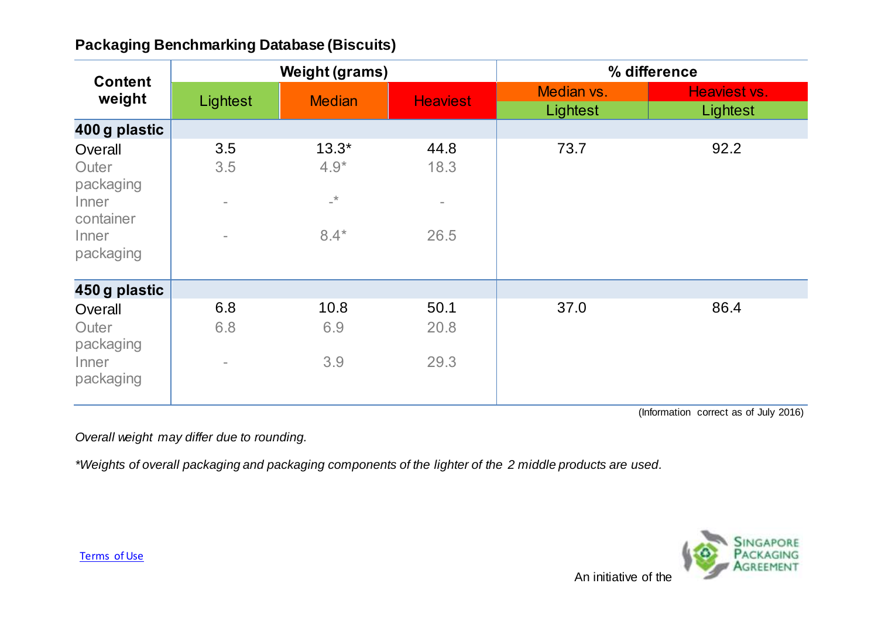## Packaging Benchmarking Database (Biscuits)

| Content weight | Weight (grams) | | | % difference | |
|---|---|---|---|---|---|
| | Lightest | Median | Heaviest | Median vs. Lightest | Heaviest vs. Lightest |
| **400 g plastic** | | | | | |
| Overall | 3.5 | 13.3* | 44.8 | 73.7 | 92.2 |
| Outer packaging | 3.5 | 4.9* | 18.3 | | |
| Inner container | - | -* | - | | |
| Inner packaging | - | 8.4* | 26.5 | | |
| **450 g plastic** | | | | | |
| Overall | 6.8 | 10.8 | 50.1 | 37.0 | 86.4 |
| Outer packaging | 6.8 | 6.9 | 20.8 | | |
| Inner packaging | - | 3.9 | 29.3 | | |

(Information correct as of July 2016)

*Overall weight may differ due to rounding.*

**Weights of overall packaging and packaging components of the lighter of the 2 middle products are used.*

Terms of Use

An initiative of the Singapore Packaging Agreement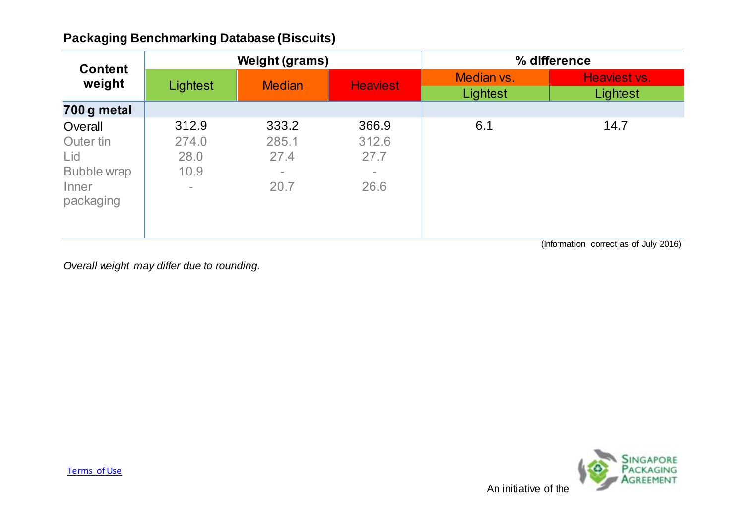## Packaging Benchmarking Database (Biscuits)

| Content weight | Weight (grams) | | | % difference | |
|---|---|---|---|---|---|
| | Lightest | Median | Heaviest | Median vs. Lightest | Heaviest vs. Lightest |
| **700 g metal** | | | | | |
| Overall | 312.9 | 333.2 | 366.9 | 6.1 | 14.7 |
| Outer tin | 274.0 | 285.1 | 312.6 | | |
| Lid | 28.0 | 27.4 | 27.7 | | |
| Bubble wrap | 10.9 | - | - | | |
| Inner packaging | - | 20.7 | 26.6 | | |

(Information correct as of July 2016)

*Overall weight may differ due to rounding.*

Terms of Use

An initiative of the Singapore Packaging Agreement